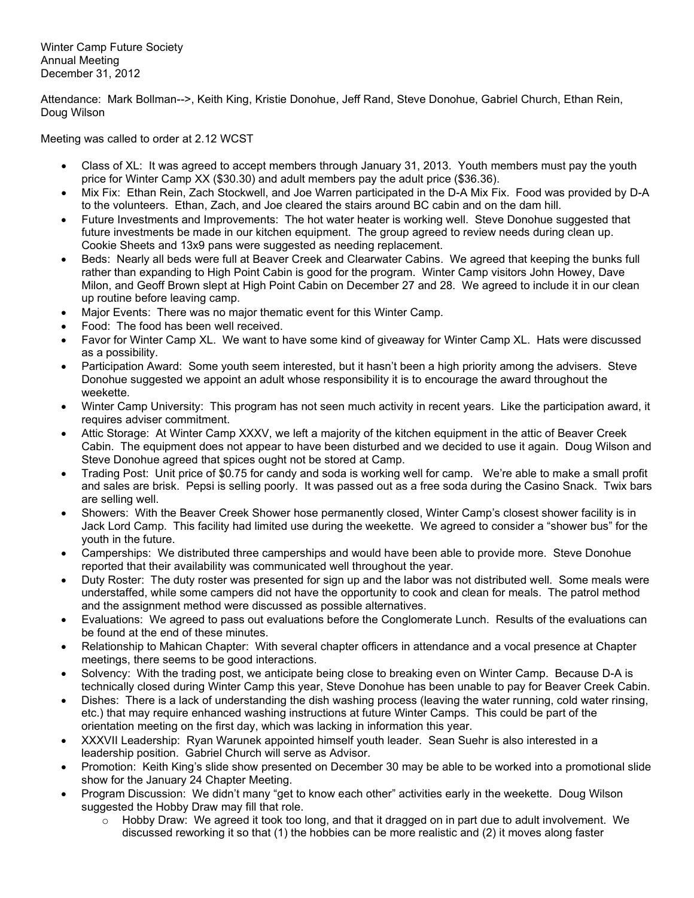Winter Camp Future Society
Annual Meeting
December 31, 2012

Attendance: Mark Bollman-->, Keith King, Kristie Donohue, Jeff Rand, Steve Donohue, Gabriel Church, Ethan Rein, Doug Wilson

Meeting was called to order at 2.12 WCST

- Class of XL: It was agreed to accept members through January 31, 2013. Youth members must pay the youth price for Winter Camp XX ($30.30) and adult members pay the adult price ($36.36).
- Mix Fix: Ethan Rein, Zach Stockwell, and Joe Warren participated in the D-A Mix Fix. Food was provided by D-A to the volunteers. Ethan, Zach, and Joe cleared the stairs around BC cabin and on the dam hill.
- Future Investments and Improvements: The hot water heater is working well. Steve Donohue suggested that future investments be made in our kitchen equipment. The group agreed to review needs during clean up. Cookie Sheets and 13x9 pans were suggested as needing replacement.
- Beds: Nearly all beds were full at Beaver Creek and Clearwater Cabins. We agreed that keeping the bunks full rather than expanding to High Point Cabin is good for the program. Winter Camp visitors John Howey, Dave Milon, and Geoff Brown slept at High Point Cabin on December 27 and 28. We agreed to include it in our clean up routine before leaving camp.
- Major Events: There was no major thematic event for this Winter Camp.
- Food: The food has been well received.
- Favor for Winter Camp XL. We want to have some kind of giveaway for Winter Camp XL. Hats were discussed as a possibility.
- Participation Award: Some youth seem interested, but it hasn't been a high priority among the advisers. Steve Donohue suggested we appoint an adult whose responsibility it is to encourage the award throughout the weekette.
- Winter Camp University: This program has not seen much activity in recent years. Like the participation award, it requires adviser commitment.
- Attic Storage: At Winter Camp XXXV, we left a majority of the kitchen equipment in the attic of Beaver Creek Cabin. The equipment does not appear to have been disturbed and we decided to use it again. Doug Wilson and Steve Donohue agreed that spices ought not be stored at Camp.
- Trading Post: Unit price of $0.75 for candy and soda is working well for camp. We're able to make a small profit and sales are brisk. Pepsi is selling poorly. It was passed out as a free soda during the Casino Snack. Twix bars are selling well.
- Showers: With the Beaver Creek Shower hose permanently closed, Winter Camp's closest shower facility is in Jack Lord Camp. This facility had limited use during the weekette. We agreed to consider a "shower bus" for the youth in the future.
- Camperships: We distributed three camperships and would have been able to provide more. Steve Donohue reported that their availability was communicated well throughout the year.
- Duty Roster: The duty roster was presented for sign up and the labor was not distributed well. Some meals were understaffed, while some campers did not have the opportunity to cook and clean for meals. The patrol method and the assignment method were discussed as possible alternatives.
- Evaluations: We agreed to pass out evaluations before the Conglomerate Lunch. Results of the evaluations can be found at the end of these minutes.
- Relationship to Mahican Chapter: With several chapter officers in attendance and a vocal presence at Chapter meetings, there seems to be good interactions.
- Solvency: With the trading post, we anticipate being close to breaking even on Winter Camp. Because D-A is technically closed during Winter Camp this year, Steve Donohue has been unable to pay for Beaver Creek Cabin.
- Dishes: There is a lack of understanding the dish washing process (leaving the water running, cold water rinsing, etc.) that may require enhanced washing instructions at future Winter Camps. This could be part of the orientation meeting on the first day, which was lacking in information this year.
- XXXVII Leadership: Ryan Warunek appointed himself youth leader. Sean Suehr is also interested in a leadership position. Gabriel Church will serve as Advisor.
- Promotion: Keith King's slide show presented on December 30 may be able to be worked into a promotional slide show for the January 24 Chapter Meeting.
- Program Discussion: We didn't many "get to know each other" activities early in the weekette. Doug Wilson suggested the Hobby Draw may fill that role.
  - Hobby Draw: We agreed it took too long, and that it dragged on in part due to adult involvement. We discussed reworking it so that (1) the hobbies can be more realistic and (2) it moves along faster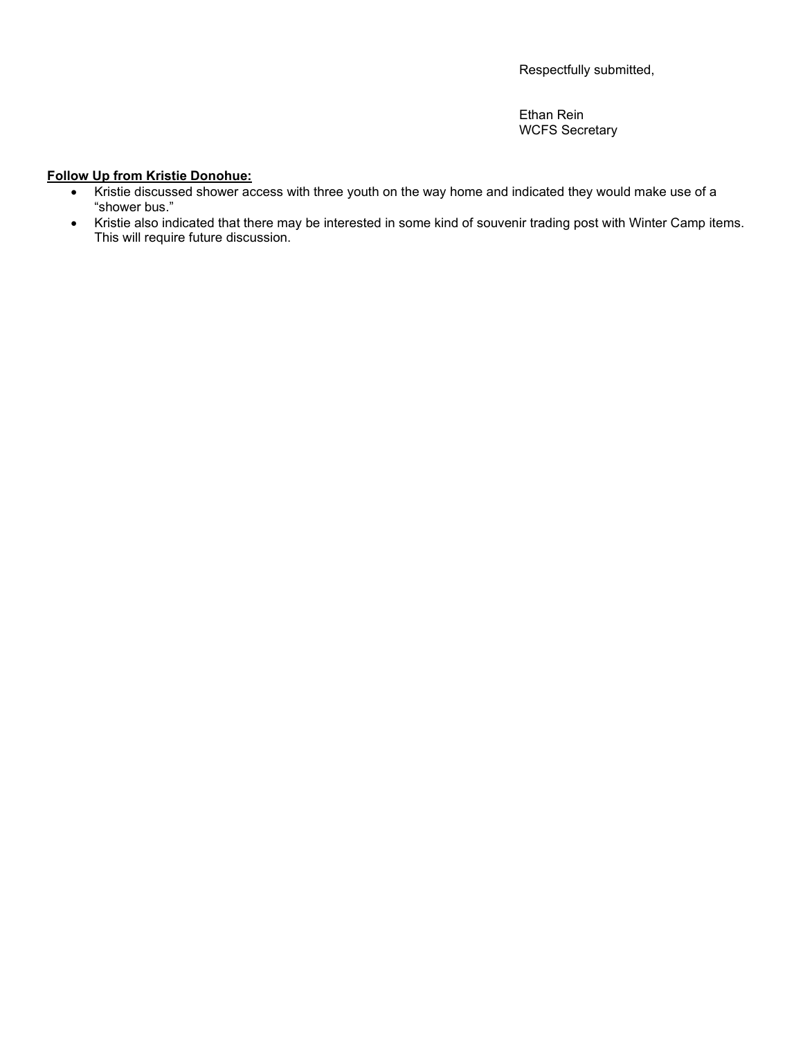Respectfully submitted,

Ethan Rein
WCFS Secretary

**Follow Up from Kristie Donohue:**

- Kristie discussed shower access with three youth on the way home and indicated they would make use of a "shower bus."
- Kristie also indicated that there may be interested in some kind of souvenir trading post with Winter Camp items. This will require future discussion.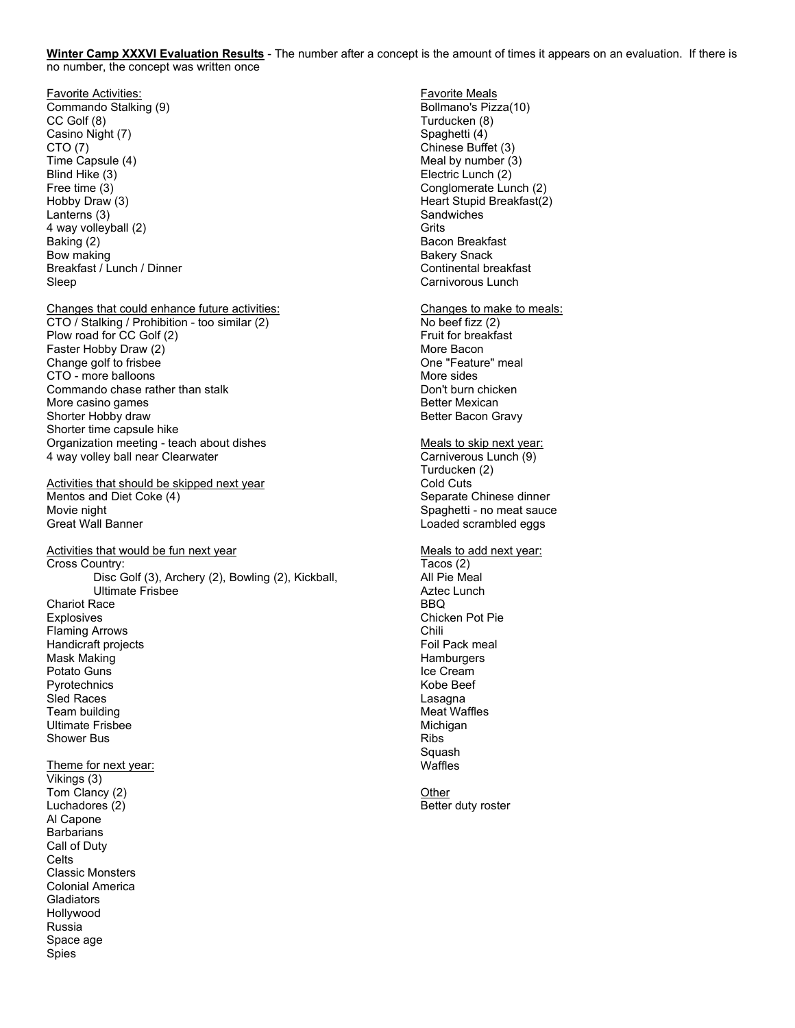**Winter Camp XXXVI Evaluation Results** - The number after a concept is the amount of times it appears on an evaluation. If there is no number, the concept was written once

Favorite Activities:
Commando Stalking (9)
CC Golf (8)
Casino Night (7)
CTO (7)
Time Capsule (4)
Blind Hike (3)
Free time (3)
Hobby Draw (3)
Lanterns (3)
4 way volleyball (2)
Baking (2)
Bow making
Breakfast / Lunch / Dinner
Sleep

Changes that could enhance future activities:
CTO / Stalking / Prohibition - too similar (2)
Plow road for CC Golf (2)
Faster Hobby Draw (2)
Change golf to frisbee
CTO - more balloons
Commando chase rather than stalk
More casino games
Shorter Hobby draw
Shorter time capsule hike
Organization meeting - teach about dishes
4 way volley ball near Clearwater

Activities that should be skipped next year
Mentos and Diet Coke (4)
Movie night
Great Wall Banner

Activities that would be fun next year
Cross Country:
 Disc Golf (3), Archery (2), Bowling (2), Kickball, Ultimate Frisbee
Chariot Race
Explosives
Flaming Arrows
Handicraft projects
Mask Making
Potato Guns
Pyrotechnics
Sled Races
Team building
Ultimate Frisbee
Shower Bus

Theme for next year:
Vikings (3)
Tom Clancy (2)
Luchadores (2)
Al Capone
Barbarians
Call of Duty
Celts
Classic Monsters
Colonial America
Gladiators
Hollywood
Russia
Space age
Spies

Favorite Meals
Bollmano's Pizza(10)
Turducken (8)
Spaghetti (4)
Chinese Buffet (3)
Meal by number (3)
Electric Lunch (2)
Conglomerate Lunch (2)
Heart Stupid Breakfast(2)
Sandwiches
Grits
Bacon Breakfast
Bakery Snack
Continental breakfast
Carnivorous Lunch

Changes to make to meals:
No beef fizz (2)
Fruit for breakfast
More Bacon
One "Feature" meal
More sides
Don't burn chicken
Better Mexican
Better Bacon Gravy

Meals to skip next year:
Carniverous Lunch (9)
Turducken (2)
Cold Cuts
Separate Chinese dinner
Spaghetti - no meat sauce
Loaded scrambled eggs

Meals to add next year:
Tacos (2)
All Pie Meal
Aztec Lunch
BBQ
Chicken Pot Pie
Chili
Foil Pack meal
Hamburgers
Ice Cream
Kobe Beef
Lasagna
Meat Waffles
Michigan
Ribs
Squash
Waffles

Other
Better duty roster